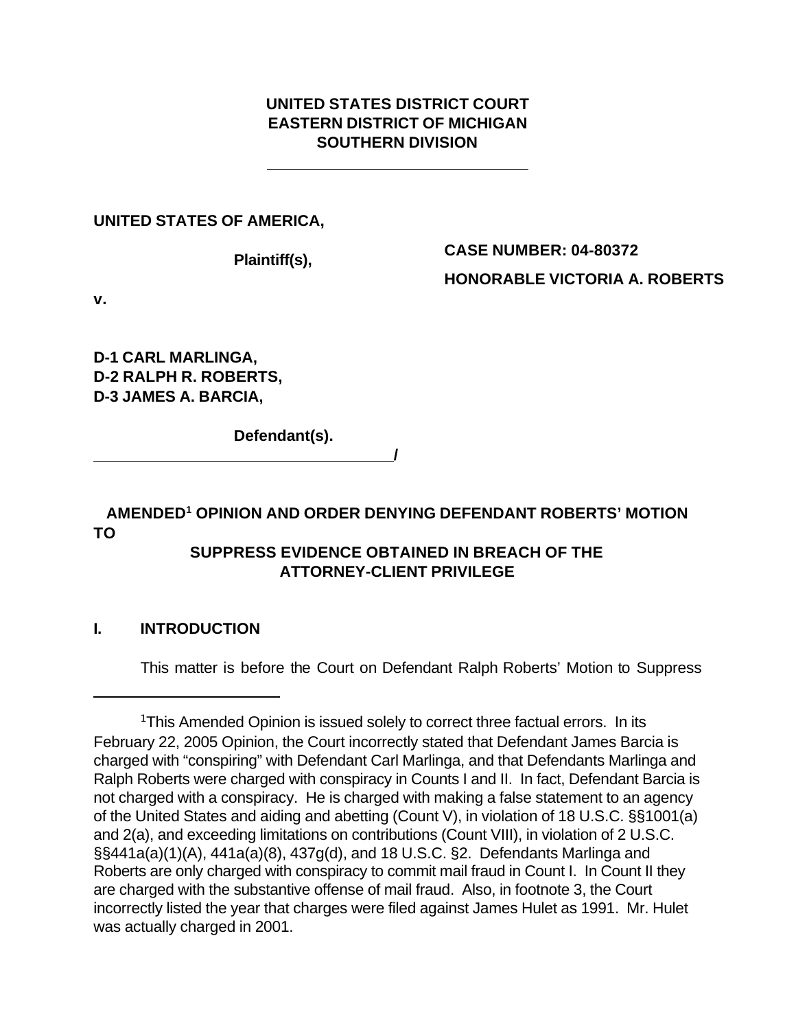**UNITED STATES DISTRICT COURT**
**EASTERN DISTRICT OF MICHIGAN**
**SOUTHERN DIVISION**

---

**UNITED STATES OF AMERICA,**

**Plaintiff(s),**

**CASE NUMBER: 04-80372**

**HONORABLE VICTORIA A. ROBERTS**

**v.**

**D-1 CARL MARLINGA,**
**D-2 RALPH R. ROBERTS,**
**D-3 JAMES A. BARCIA,**

**Defendant(s).**
**_________________________________/**

## AMENDED[1] OPINION AND ORDER DENYING DEFENDANT ROBERTS' MOTION TO SUPPRESS EVIDENCE OBTAINED IN BREACH OF THE ATTORNEY-CLIENT PRIVILEGE

## I. INTRODUCTION

This matter is before the Court on Defendant Ralph Roberts' Motion to Suppress

---

[1]This Amended Opinion is issued solely to correct three factual errors. In its February 22, 2005 Opinion, the Court incorrectly stated that Defendant James Barcia is charged with "conspiring" with Defendant Carl Marlinga, and that Defendants Marlinga and Ralph Roberts were charged with conspiracy in Counts I and II. In fact, Defendant Barcia is not charged with a conspiracy. He is charged with making a false statement to an agency of the United States and aiding and abetting (Count V), in violation of 18 U.S.C. §§1001(a) and 2(a), and exceeding limitations on contributions (Count VIII), in violation of 2 U.S.C. §§441a(a)(1)(A), 441a(a)(8), 437g(d), and 18 U.S.C. §2. Defendants Marlinga and Roberts are only charged with conspiracy to commit mail fraud in Count I. In Count II they are charged with the substantive offense of mail fraud. Also, in footnote 3, the Court incorrectly listed the year that charges were filed against James Hulet as 1991. Mr. Hulet was actually charged in 2001.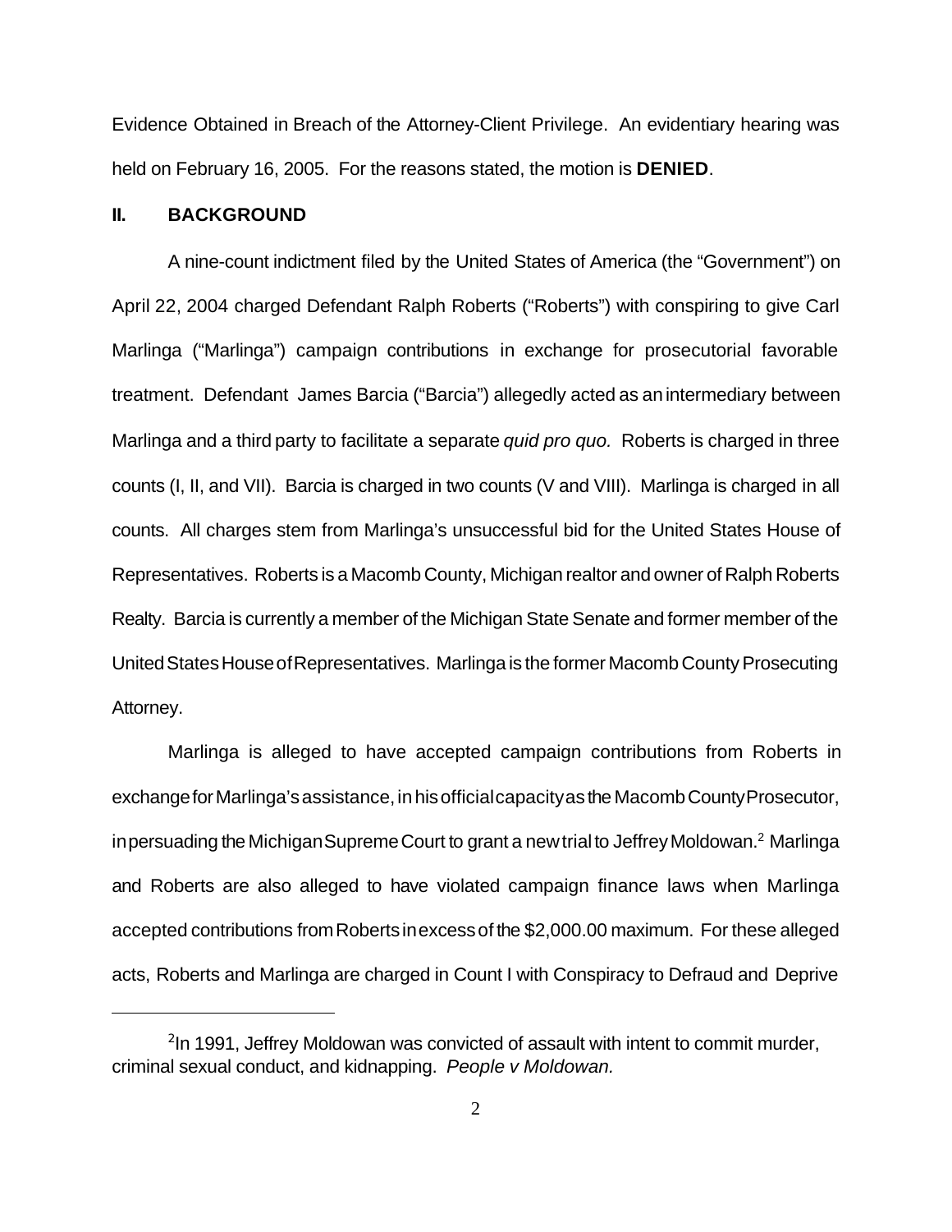Evidence Obtained in Breach of the Attorney-Client Privilege. An evidentiary hearing was held on February 16, 2005. For the reasons stated, the motion is **DENIED**.

## II. BACKGROUND

A nine-count indictment filed by the United States of America (the "Government") on April 22, 2004 charged Defendant Ralph Roberts ("Roberts") with conspiring to give Carl Marlinga ("Marlinga") campaign contributions in exchange for prosecutorial favorable treatment. Defendant James Barcia ("Barcia") allegedly acted as an intermediary between Marlinga and a third party to facilitate a separate *quid pro quo.* Roberts is charged in three counts (I, II, and VII). Barcia is charged in two counts (V and VIII). Marlinga is charged in all counts. All charges stem from Marlinga's unsuccessful bid for the United States House of Representatives. Roberts is a Macomb County, Michigan realtor and owner of Ralph Roberts Realty. Barcia is currently a member of the Michigan State Senate and former member of the United States House of Representatives. Marlinga is the former Macomb County Prosecuting Attorney.

Marlinga is alleged to have accepted campaign contributions from Roberts in exchange for Marlinga's assistance, in his official capacity as the Macomb County Prosecutor, in persuading the Michigan Supreme Court to grant a new trial to Jeffrey Moldowan.[2] Marlinga and Roberts are also alleged to have violated campaign finance laws when Marlinga accepted contributions from Roberts in excess of the $2,000.00 maximum. For these alleged acts, Roberts and Marlinga are charged in Count I with Conspiracy to Defraud and Deprive

---

[2] In 1991, Jeffrey Moldowan was convicted of assault with intent to commit murder, criminal sexual conduct, and kidnapping. *People v Moldowan.*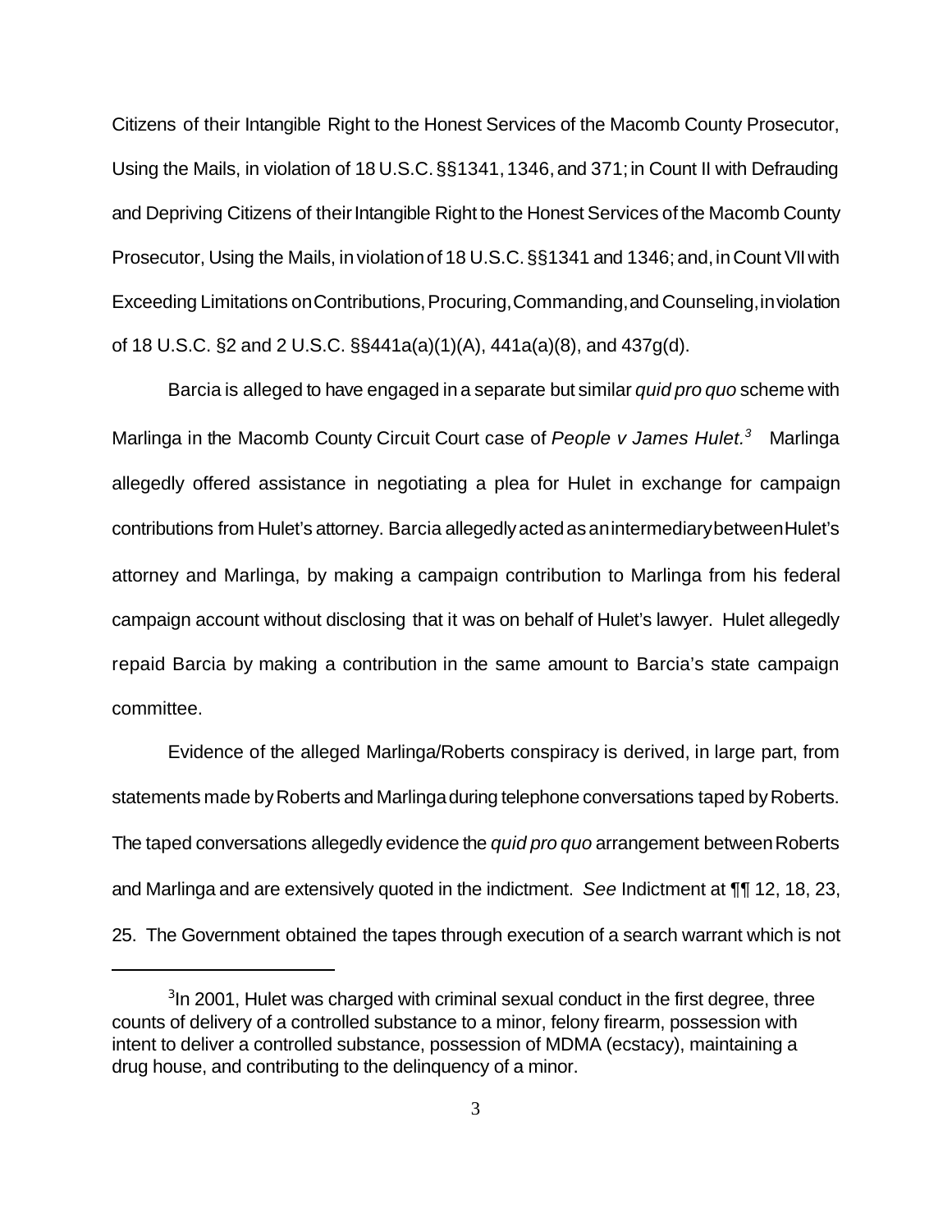Citizens of their Intangible Right to the Honest Services of the Macomb County Prosecutor, Using the Mails, in violation of 18 U.S.C. §§1341, 1346, and 371; in Count II with Defrauding and Depriving Citizens of their Intangible Right to the Honest Services of the Macomb County Prosecutor, Using the Mails, in violation of 18 U.S.C. §§1341 and 1346; and, in Count VII with Exceeding Limitations on Contributions, Procuring, Commanding, and Counseling, in violation of 18 U.S.C. §2 and 2 U.S.C. §§441a(a)(1)(A), 441a(a)(8), and 437g(d).

Barcia is alleged to have engaged in a separate but similar *quid pro quo* scheme with Marlinga in the Macomb County Circuit Court case of *People v James Hulet.*[3] Marlinga allegedly offered assistance in negotiating a plea for Hulet in exchange for campaign contributions from Hulet's attorney. Barcia allegedly acted as an intermediary between Hulet's attorney and Marlinga, by making a campaign contribution to Marlinga from his federal campaign account without disclosing that it was on behalf of Hulet's lawyer. Hulet allegedly repaid Barcia by making a contribution in the same amount to Barcia's state campaign committee.

Evidence of the alleged Marlinga/Roberts conspiracy is derived, in large part, from statements made by Roberts and Marlinga during telephone conversations taped by Roberts. The taped conversations allegedly evidence the *quid pro quo* arrangement between Roberts and Marlinga and are extensively quoted in the indictment. *See* Indictment at ¶¶ 12, 18, 23, 25. The Government obtained the tapes through execution of a search warrant which is not

[3] In 2001, Hulet was charged with criminal sexual conduct in the first degree, three counts of delivery of a controlled substance to a minor, felony firearm, possession with intent to deliver a controlled substance, possession of MDMA (ecstacy), maintaining a drug house, and contributing to the delinquency of a minor.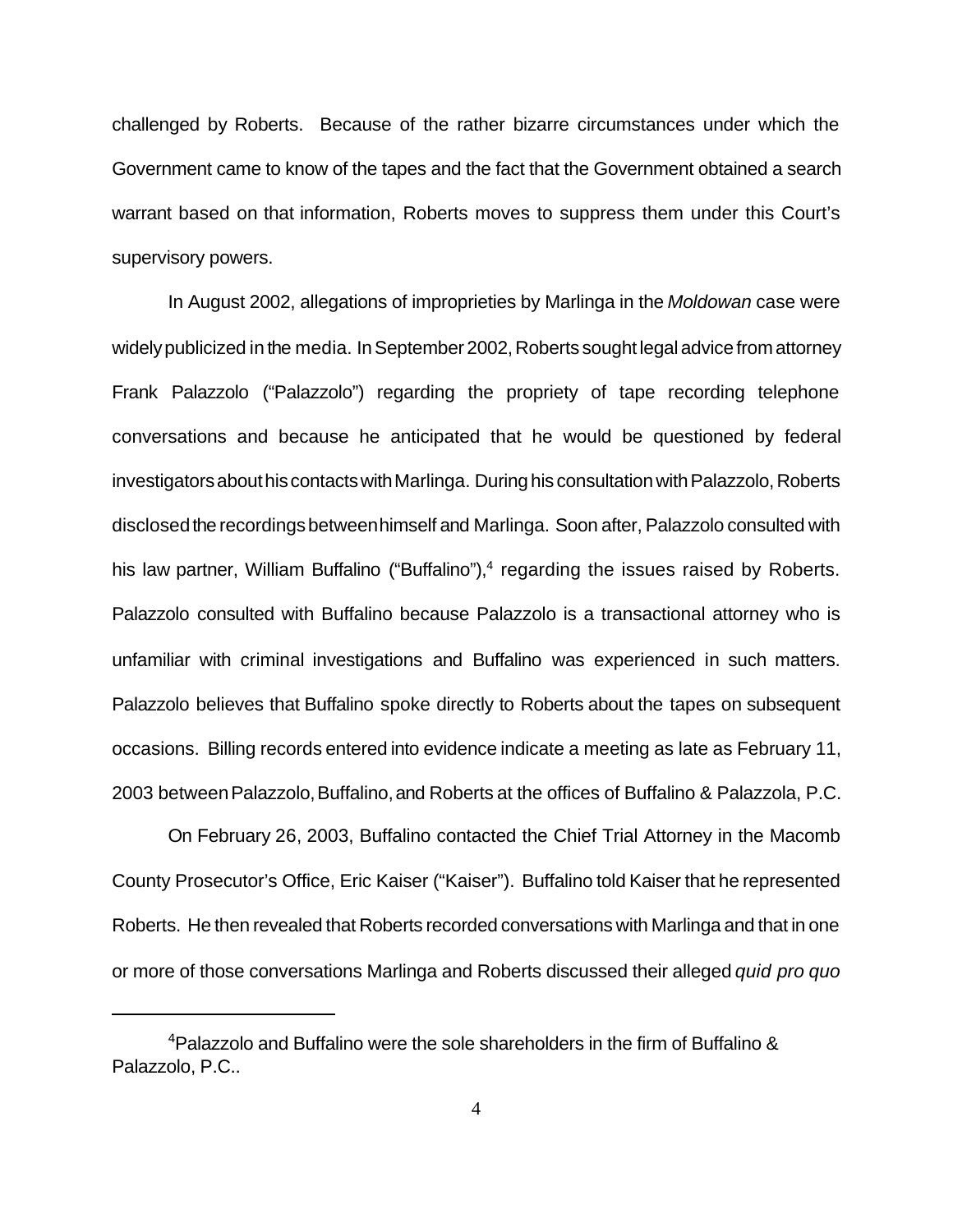challenged by Roberts. Because of the rather bizarre circumstances under which the Government came to know of the tapes and the fact that the Government obtained a search warrant based on that information, Roberts moves to suppress them under this Court's supervisory powers.

In August 2002, allegations of improprieties by Marlinga in the *Moldowan* case were widely publicized in the media. In September 2002, Roberts sought legal advice from attorney Frank Palazzolo ("Palazzolo") regarding the propriety of tape recording telephone conversations and because he anticipated that he would be questioned by federal investigators about his contacts with Marlinga. During his consultation with Palazzolo, Roberts disclosed the recordings between himself and Marlinga. Soon after, Palazzolo consulted with his law partner, William Buffalino ("Buffalino"),[4] regarding the issues raised by Roberts. Palazzolo consulted with Buffalino because Palazzolo is a transactional attorney who is unfamiliar with criminal investigations and Buffalino was experienced in such matters. Palazzolo believes that Buffalino spoke directly to Roberts about the tapes on subsequent occasions. Billing records entered into evidence indicate a meeting as late as February 11, 2003 between Palazzolo, Buffalino, and Roberts at the offices of Buffalino & Palazzola, P.C.

On February 26, 2003, Buffalino contacted the Chief Trial Attorney in the Macomb County Prosecutor's Office, Eric Kaiser ("Kaiser"). Buffalino told Kaiser that he represented Roberts. He then revealed that Roberts recorded conversations with Marlinga and that in one or more of those conversations Marlinga and Roberts discussed their alleged *quid pro quo*

---

[4] Palazzolo and Buffalino were the sole shareholders in the firm of Buffalino & Palazzolo, P.C..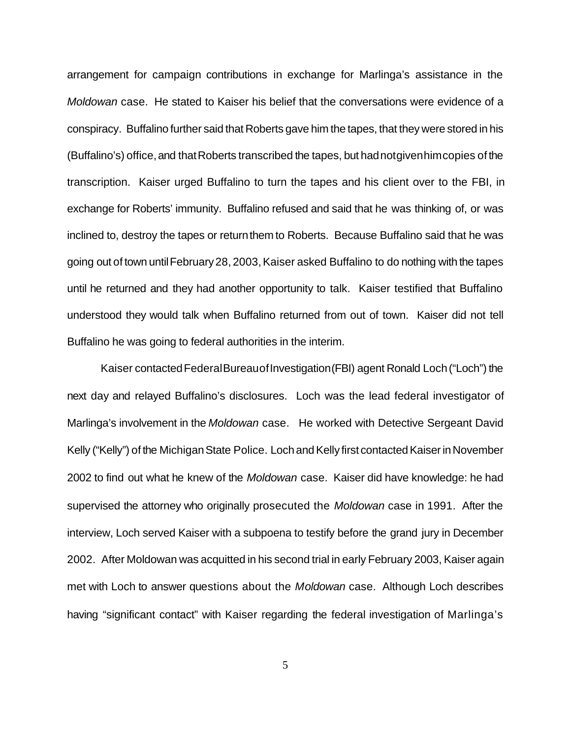arrangement for campaign contributions in exchange for Marlinga's assistance in the *Moldowan* case. He stated to Kaiser his belief that the conversations were evidence of a conspiracy. Buffalino further said that Roberts gave him the tapes, that they were stored in his (Buffalino's) office, and that Roberts transcribed the tapes, but had not given him copies of the transcription. Kaiser urged Buffalino to turn the tapes and his client over to the FBI, in exchange for Roberts' immunity. Buffalino refused and said that he was thinking of, or was inclined to, destroy the tapes or return them to Roberts. Because Buffalino said that he was going out of town until February 28, 2003, Kaiser asked Buffalino to do nothing with the tapes until he returned and they had another opportunity to talk. Kaiser testified that Buffalino understood they would talk when Buffalino returned from out of town. Kaiser did not tell Buffalino he was going to federal authorities in the interim.

Kaiser contacted Federal Bureau of Investigation (FBI) agent Ronald Loch ("Loch") the next day and relayed Buffalino's disclosures. Loch was the lead federal investigator of Marlinga's involvement in the *Moldowan* case. He worked with Detective Sergeant David Kelly ("Kelly") of the Michigan State Police. Loch and Kelly first contacted Kaiser in November 2002 to find out what he knew of the *Moldowan* case. Kaiser did have knowledge: he had supervised the attorney who originally prosecuted the *Moldowan* case in 1991. After the interview, Loch served Kaiser with a subpoena to testify before the grand jury in December 2002. After Moldowan was acquitted in his second trial in early February 2003, Kaiser again met with Loch to answer questions about the *Moldowan* case. Although Loch describes having "significant contact" with Kaiser regarding the federal investigation of Marlinga's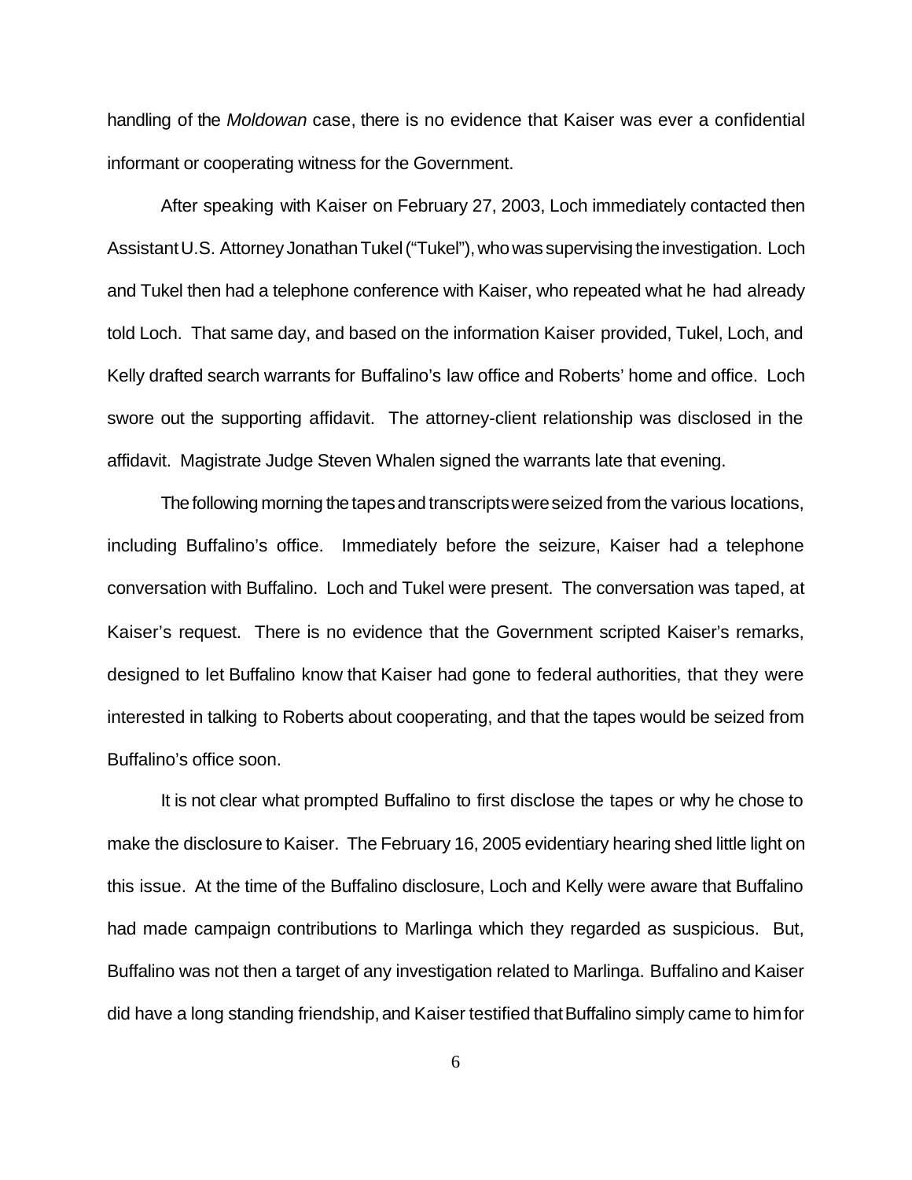handling of the *Moldowan* case, there is no evidence that Kaiser was ever a confidential informant or cooperating witness for the Government.

After speaking with Kaiser on February 27, 2003, Loch immediately contacted then Assistant U.S. Attorney Jonathan Tukel ("Tukel"), who was supervising the investigation. Loch and Tukel then had a telephone conference with Kaiser, who repeated what he had already told Loch. That same day, and based on the information Kaiser provided, Tukel, Loch, and Kelly drafted search warrants for Buffalino's law office and Roberts' home and office. Loch swore out the supporting affidavit. The attorney-client relationship was disclosed in the affidavit. Magistrate Judge Steven Whalen signed the warrants late that evening.

The following morning the tapes and transcripts were seized from the various locations, including Buffalino's office. Immediately before the seizure, Kaiser had a telephone conversation with Buffalino. Loch and Tukel were present. The conversation was taped, at Kaiser's request. There is no evidence that the Government scripted Kaiser's remarks, designed to let Buffalino know that Kaiser had gone to federal authorities, that they were interested in talking to Roberts about cooperating, and that the tapes would be seized from Buffalino's office soon.

It is not clear what prompted Buffalino to first disclose the tapes or why he chose to make the disclosure to Kaiser. The February 16, 2005 evidentiary hearing shed little light on this issue. At the time of the Buffalino disclosure, Loch and Kelly were aware that Buffalino had made campaign contributions to Marlinga which they regarded as suspicious. But, Buffalino was not then a target of any investigation related to Marlinga. Buffalino and Kaiser did have a long standing friendship, and Kaiser testified that Buffalino simply came to him for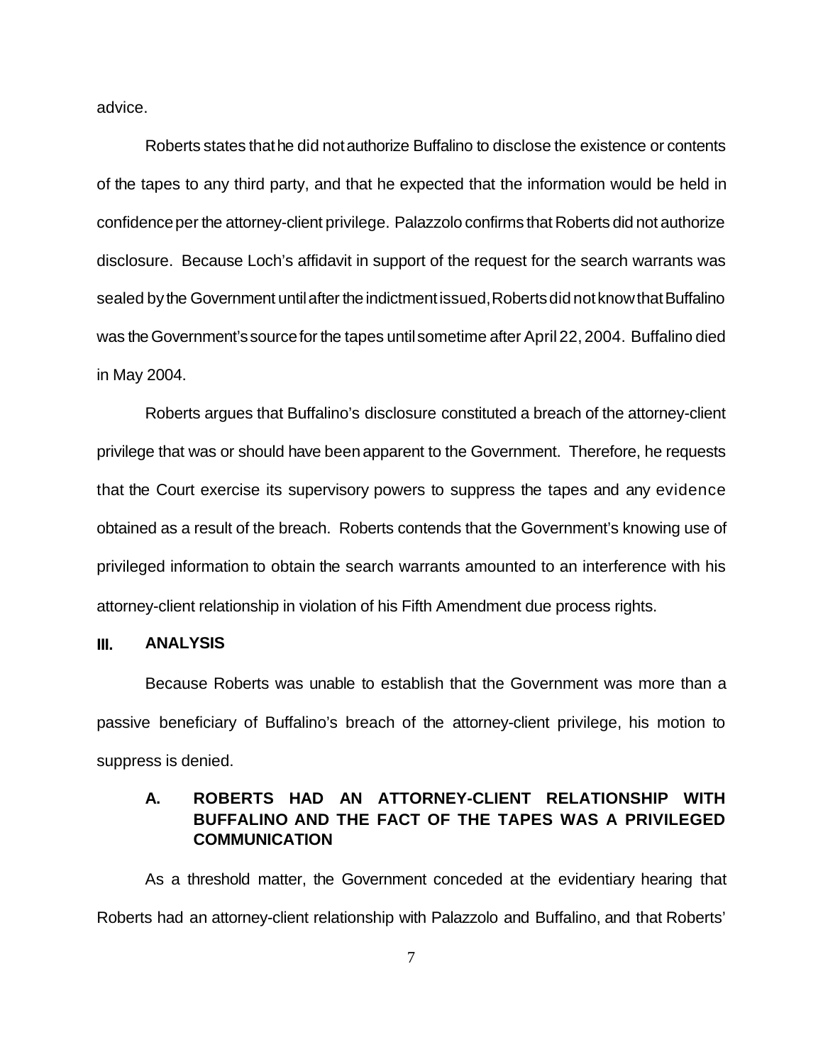advice.

Roberts states that he did not authorize Buffalino to disclose the existence or contents of the tapes to any third party, and that he expected that the information would be held in confidence per the attorney-client privilege. Palazzolo confirms that Roberts did not authorize disclosure. Because Loch's affidavit in support of the request for the search warrants was sealed by the Government until after the indictment issued, Roberts did not know that Buffalino was the Government's source for the tapes until sometime after April 22, 2004. Buffalino died in May 2004.

Roberts argues that Buffalino's disclosure constituted a breach of the attorney-client privilege that was or should have been apparent to the Government. Therefore, he requests that the Court exercise its supervisory powers to suppress the tapes and any evidence obtained as a result of the breach. Roberts contends that the Government's knowing use of privileged information to obtain the search warrants amounted to an interference with his attorney-client relationship in violation of his Fifth Amendment due process rights.

## III. ANALYSIS

Because Roberts was unable to establish that the Government was more than a passive beneficiary of Buffalino's breach of the attorney-client privilege, his motion to suppress is denied.

### A. ROBERTS HAD AN ATTORNEY-CLIENT RELATIONSHIP WITH BUFFALINO AND THE FACT OF THE TAPES WAS A PRIVILEGED COMMUNICATION

As a threshold matter, the Government conceded at the evidentiary hearing that Roberts had an attorney-client relationship with Palazzolo and Buffalino, and that Roberts'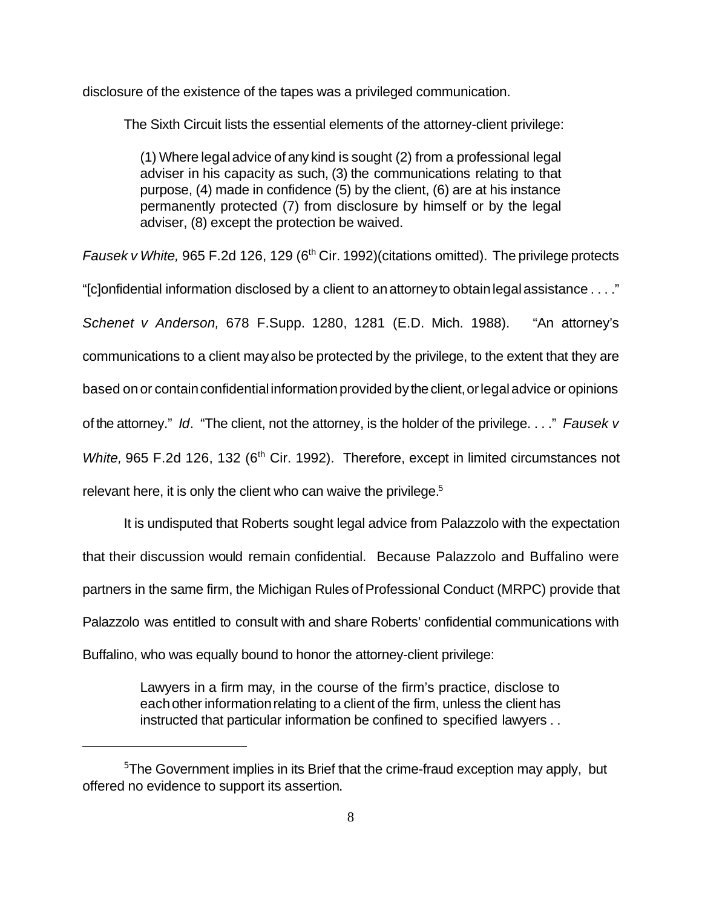disclosure of the existence of the tapes was a privileged communication.

The Sixth Circuit lists the essential elements of the attorney-client privilege:

> (1) Where legal advice of any kind is sought (2) from a professional legal adviser in his capacity as such, (3) the communications relating to that purpose, (4) made in confidence (5) by the client, (6) are at his instance permanently protected (7) from disclosure by himself or by the legal adviser, (8) except the protection be waived.

*Fausek v White,* 965 F.2d 126, 129 (6th Cir. 1992)(citations omitted). The privilege protects "[c]onfidential information disclosed by a client to an attorney to obtain legal assistance . . . ." *Schenet v Anderson,* 678 F.Supp. 1280, 1281 (E.D. Mich. 1988). "An attorney's communications to a client may also be protected by the privilege, to the extent that they are based on or contain confidential information provided by the client, or legal advice or opinions of the attorney." *Id*. "The client, not the attorney, is the holder of the privilege. . . ." *Fausek v White,* 965 F.2d 126, 132 (6th Cir. 1992). Therefore, except in limited circumstances not relevant here, it is only the client who can waive the privilege.[5]

It is undisputed that Roberts sought legal advice from Palazzolo with the expectation that their discussion would remain confidential. Because Palazzolo and Buffalino were partners in the same firm, the Michigan Rules of Professional Conduct (MRPC) provide that Palazzolo was entitled to consult with and share Roberts' confidential communications with Buffalino, who was equally bound to honor the attorney-client privilege:

> Lawyers in a firm may, in the course of the firm's practice, disclose to each other information relating to a client of the firm, unless the client has instructed that particular information be confined to specified lawyers . .

---

[5] The Government implies in its Brief that the crime-fraud exception may apply, but offered no evidence to support its assertion.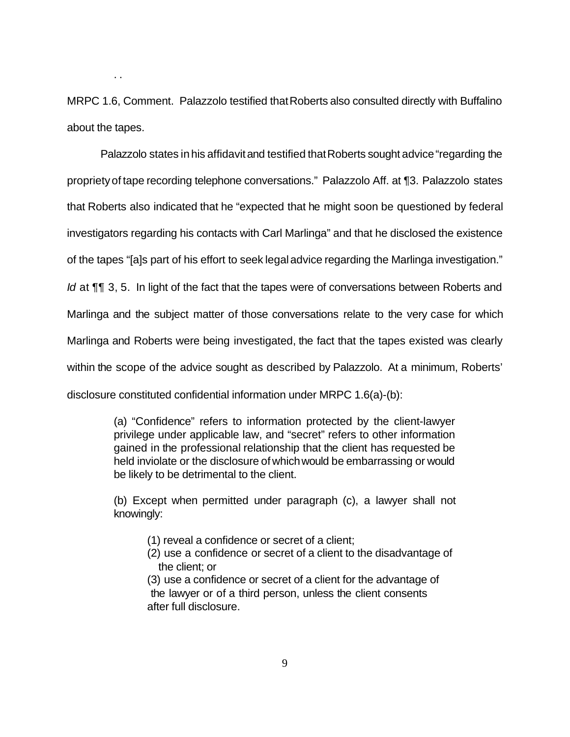. .

MRPC 1.6, Comment. Palazzolo testified that Roberts also consulted directly with Buffalino about the tapes.

Palazzolo states in his affidavit and testified that Roberts sought advice "regarding the propriety of tape recording telephone conversations." Palazzolo Aff. at ¶3. Palazzolo states that Roberts also indicated that he "expected that he might soon be questioned by federal investigators regarding his contacts with Carl Marlinga" and that he disclosed the existence of the tapes "[a]s part of his effort to seek legal advice regarding the Marlinga investigation." *Id* at ¶¶ 3, 5. In light of the fact that the tapes were of conversations between Roberts and Marlinga and the subject matter of those conversations relate to the very case for which Marlinga and Roberts were being investigated, the fact that the tapes existed was clearly within the scope of the advice sought as described by Palazzolo. At a minimum, Roberts' disclosure constituted confidential information under MRPC 1.6(a)-(b):

> (a) "Confidence" refers to information protected by the client-lawyer privilege under applicable law, and "secret" refers to other information gained in the professional relationship that the client has requested be held inviolate or the disclosure of which would be embarrassing or would be likely to be detrimental to the client.
>
> (b) Except when permitted under paragraph (c), a lawyer shall not knowingly:
>
> (1) reveal a confidence or secret of a client;
> (2) use a confidence or secret of a client to the disadvantage of the client; or
> (3) use a confidence or secret of a client for the advantage of the lawyer or of a third person, unless the client consents after full disclosure.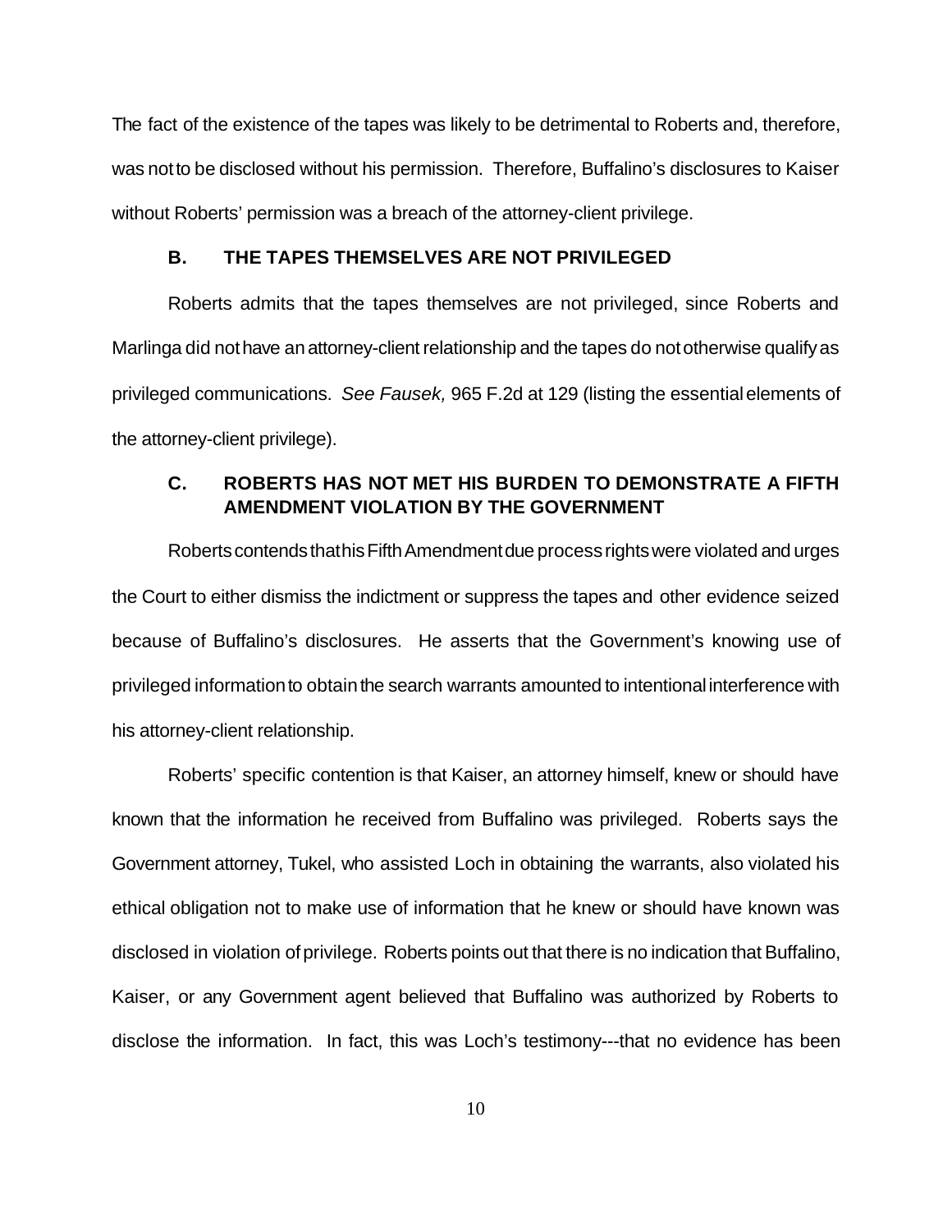The fact of the existence of the tapes was likely to be detrimental to Roberts and, therefore, was not to be disclosed without his permission. Therefore, Buffalino's disclosures to Kaiser without Roberts' permission was a breach of the attorney-client privilege.

### B. THE TAPES THEMSELVES ARE NOT PRIVILEGED

Roberts admits that the tapes themselves are not privileged, since Roberts and Marlinga did not have an attorney-client relationship and the tapes do not otherwise qualify as privileged communications. *See Fausek,* 965 F.2d at 129 (listing the essential elements of the attorney-client privilege).

### C. ROBERTS HAS NOT MET HIS BURDEN TO DEMONSTRATE A FIFTH AMENDMENT VIOLATION BY THE GOVERNMENT

Roberts contends that his Fifth Amendment due process rights were violated and urges the Court to either dismiss the indictment or suppress the tapes and other evidence seized because of Buffalino's disclosures. He asserts that the Government's knowing use of privileged information to obtain the search warrants amounted to intentional interference with his attorney-client relationship.

Roberts' specific contention is that Kaiser, an attorney himself, knew or should have known that the information he received from Buffalino was privileged. Roberts says the Government attorney, Tukel, who assisted Loch in obtaining the warrants, also violated his ethical obligation not to make use of information that he knew or should have known was disclosed in violation of privilege. Roberts points out that there is no indication that Buffalino, Kaiser, or any Government agent believed that Buffalino was authorized by Roberts to disclose the information. In fact, this was Loch's testimony---that no evidence has been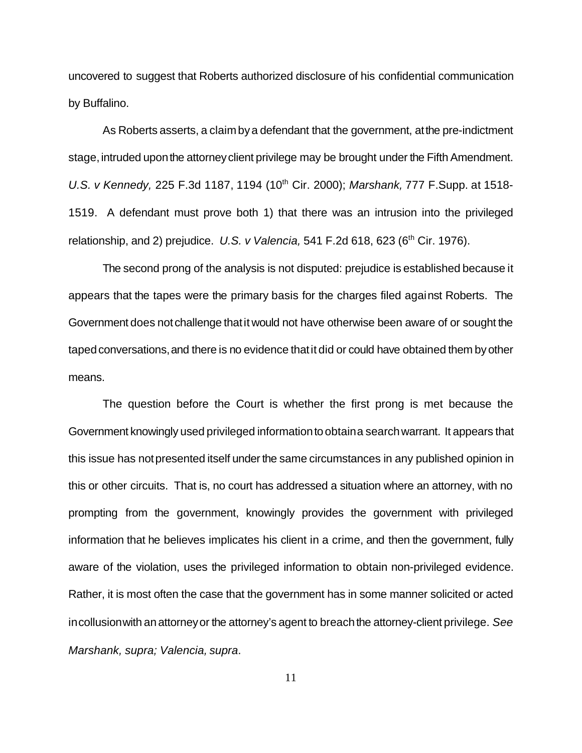uncovered to suggest that Roberts authorized disclosure of his confidential communication by Buffalino.

As Roberts asserts, a claim by a defendant that the government, at the pre-indictment stage, intruded upon the attorney client privilege may be brought under the Fifth Amendment. *U.S. v Kennedy,* 225 F.3d 1187, 1194 (10th Cir. 2000); *Marshank,* 777 F.Supp. at 1518-1519. A defendant must prove both 1) that there was an intrusion into the privileged relationship, and 2) prejudice. *U.S. v Valencia,* 541 F.2d 618, 623 (6th Cir. 1976).

The second prong of the analysis is not disputed: prejudice is established because it appears that the tapes were the primary basis for the charges filed against Roberts. The Government does not challenge that it would not have otherwise been aware of or sought the taped conversations, and there is no evidence that it did or could have obtained them by other means.

The question before the Court is whether the first prong is met because the Government knowingly used privileged information to obtain a search warrant. It appears that this issue has not presented itself under the same circumstances in any published opinion in this or other circuits. That is, no court has addressed a situation where an attorney, with no prompting from the government, knowingly provides the government with privileged information that he believes implicates his client in a crime, and then the government, fully aware of the violation, uses the privileged information to obtain non-privileged evidence. Rather, it is most often the case that the government has in some manner solicited or acted in collusion with an attorney or the attorney's agent to breach the attorney-client privilege. *See Marshank, supra; Valencia, supra*.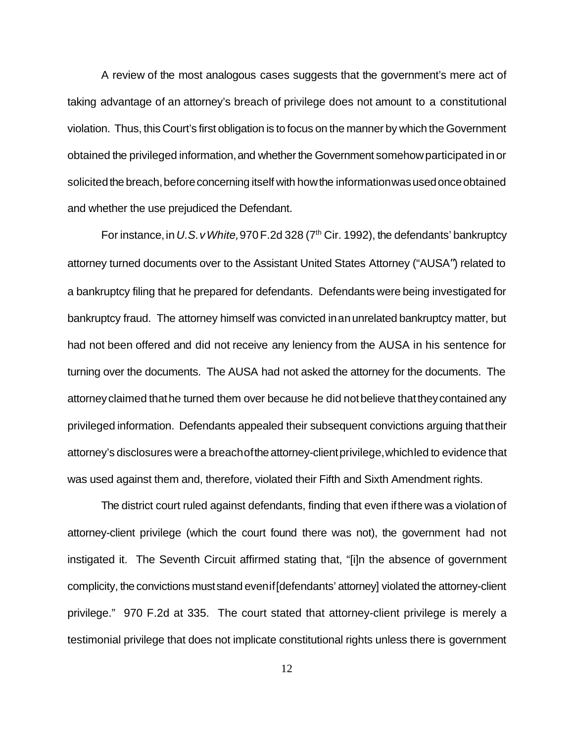A review of the most analogous cases suggests that the government's mere act of taking advantage of an attorney's breach of privilege does not amount to a constitutional violation. Thus, this Court's first obligation is to focus on the manner by which the Government obtained the privileged information, and whether the Government somehow participated in or solicited the breach, before concerning itself with how the information was used once obtained and whether the use prejudiced the Defendant.

For instance, in *U.S. v White,* 970 F.2d 328 (7th Cir. 1992), the defendants' bankruptcy attorney turned documents over to the Assistant United States Attorney ("AUSA") related to a bankruptcy filing that he prepared for defendants. Defendants were being investigated for bankruptcy fraud. The attorney himself was convicted in an unrelated bankruptcy matter, but had not been offered and did not receive any leniency from the AUSA in his sentence for turning over the documents. The AUSA had not asked the attorney for the documents. The attorney claimed that he turned them over because he did not believe that they contained any privileged information. Defendants appealed their subsequent convictions arguing that their attorney's disclosures were a breach of the attorney-client privilege, which led to evidence that was used against them and, therefore, violated their Fifth and Sixth Amendment rights.

The district court ruled against defendants, finding that even if there was a violation of attorney-client privilege (which the court found there was not), the government had not instigated it. The Seventh Circuit affirmed stating that, "[i]n the absence of government complicity, the convictions must stand even if [defendants' attorney] violated the attorney-client privilege." 970 F.2d at 335. The court stated that attorney-client privilege is merely a testimonial privilege that does not implicate constitutional rights unless there is government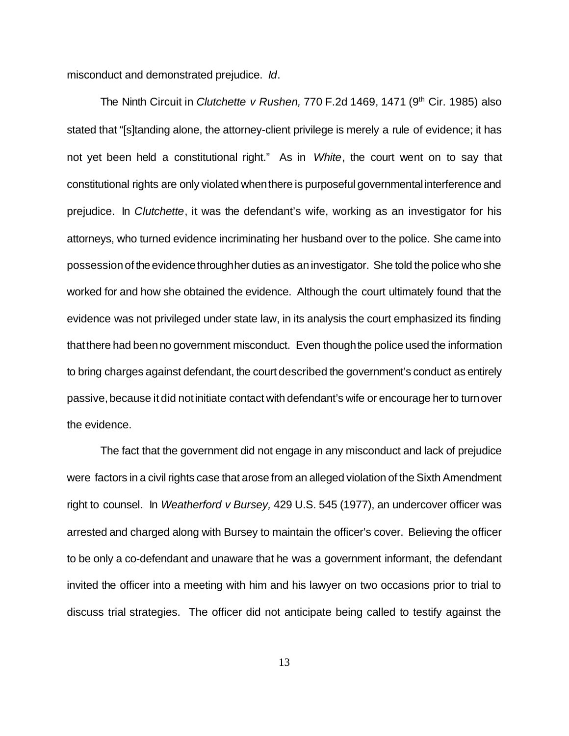misconduct and demonstrated prejudice. *Id*.

The Ninth Circuit in *Clutchette v Rushen,* 770 F.2d 1469, 1471 (9th Cir. 1985) also stated that "[s]tanding alone, the attorney-client privilege is merely a rule of evidence; it has not yet been held a constitutional right." As in *White*, the court went on to say that constitutional rights are only violated when there is purposeful governmental interference and prejudice. In *Clutchette*, it was the defendant's wife, working as an investigator for his attorneys, who turned evidence incriminating her husband over to the police. She came into possession of the evidence through her duties as an investigator. She told the police who she worked for and how she obtained the evidence. Although the court ultimately found that the evidence was not privileged under state law, in its analysis the court emphasized its finding that there had been no government misconduct. Even though the police used the information to bring charges against defendant, the court described the government's conduct as entirely passive, because it did not initiate contact with defendant's wife or encourage her to turn over the evidence.

The fact that the government did not engage in any misconduct and lack of prejudice were factors in a civil rights case that arose from an alleged violation of the Sixth Amendment right to counsel. In *Weatherford v Bursey,* 429 U.S. 545 (1977), an undercover officer was arrested and charged along with Bursey to maintain the officer's cover. Believing the officer to be only a co-defendant and unaware that he was a government informant, the defendant invited the officer into a meeting with him and his lawyer on two occasions prior to trial to discuss trial strategies. The officer did not anticipate being called to testify against the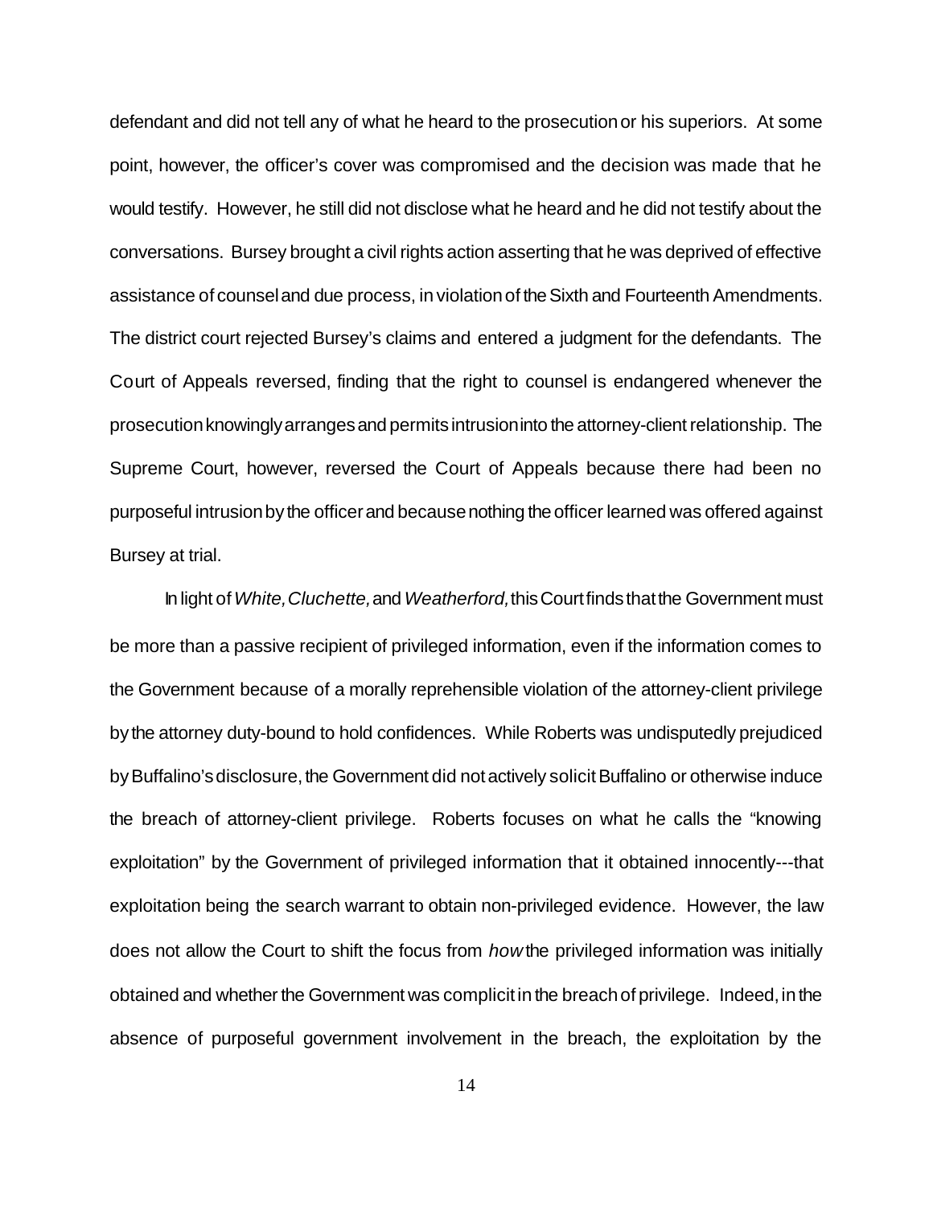defendant and did not tell any of what he heard to the prosecution or his superiors. At some point, however, the officer's cover was compromised and the decision was made that he would testify. However, he still did not disclose what he heard and he did not testify about the conversations. Bursey brought a civil rights action asserting that he was deprived of effective assistance of counsel and due process, in violation of the Sixth and Fourteenth Amendments. The district court rejected Bursey's claims and entered a judgment for the defendants. The Court of Appeals reversed, finding that the right to counsel is endangered whenever the prosecution knowingly arranges and permits intrusion into the attorney-client relationship. The Supreme Court, however, reversed the Court of Appeals because there had been no purposeful intrusion by the officer and because nothing the officer learned was offered against Bursey at trial.

In light of *White, Cluchette,* and *Weatherford,* this Court finds that the Government must be more than a passive recipient of privileged information, even if the information comes to the Government because of a morally reprehensible violation of the attorney-client privilege by the attorney duty-bound to hold confidences. While Roberts was undisputedly prejudiced by Buffalino's disclosure, the Government did not actively solicit Buffalino or otherwise induce the breach of attorney-client privilege. Roberts focuses on what he calls the "knowing exploitation" by the Government of privileged information that it obtained innocently---that exploitation being the search warrant to obtain non-privileged evidence. However, the law does not allow the Court to shift the focus from *how* the privileged information was initially obtained and whether the Government was complicit in the breach of privilege. Indeed, in the absence of purposeful government involvement in the breach, the exploitation by the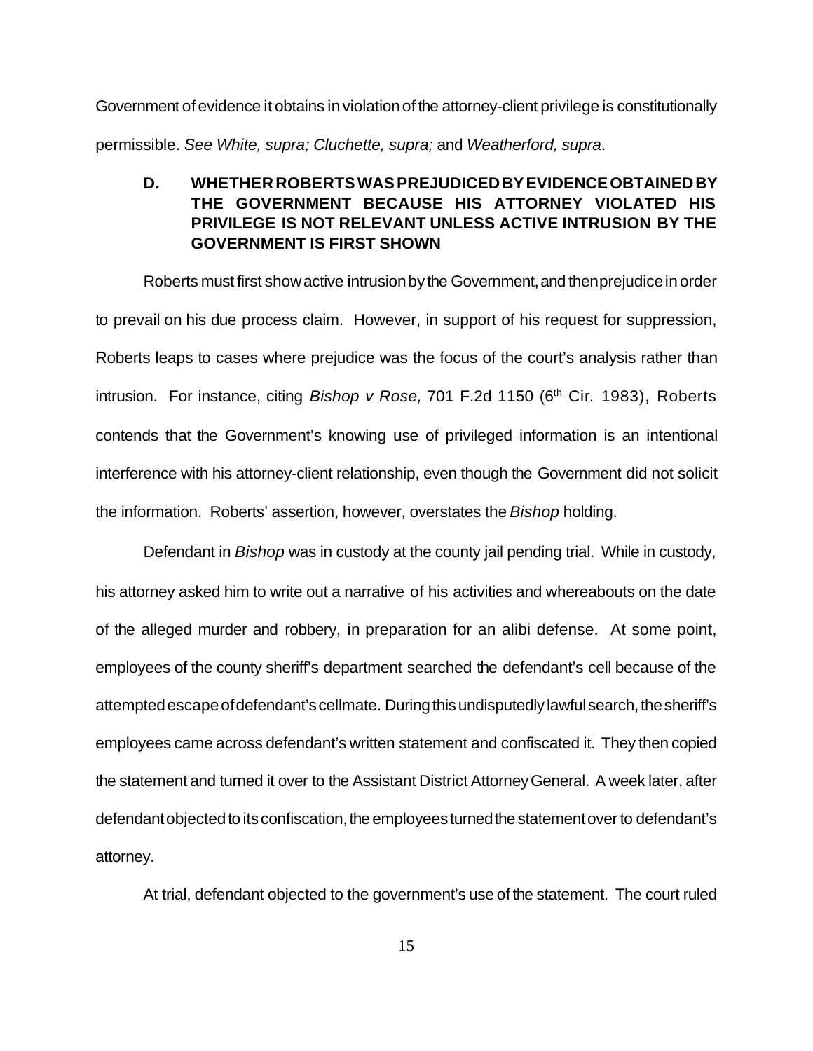Government of evidence it obtains in violation of the attorney-client privilege is constitutionally permissible. *See White, supra; Cluchette, supra;* and *Weatherford, supra*.

### D. WHETHER ROBERTS WAS PREJUDICED BY EVIDENCE OBTAINED BY THE GOVERNMENT BECAUSE HIS ATTORNEY VIOLATED HIS PRIVILEGE IS NOT RELEVANT UNLESS ACTIVE INTRUSION BY THE GOVERNMENT IS FIRST SHOWN

Roberts must first show active intrusion by the Government, and then prejudice in order to prevail on his due process claim. However, in support of his request for suppression, Roberts leaps to cases where prejudice was the focus of the court's analysis rather than intrusion. For instance, citing *Bishop v Rose,* 701 F.2d 1150 (6th Cir. 1983), Roberts contends that the Government's knowing use of privileged information is an intentional interference with his attorney-client relationship, even though the Government did not solicit the information. Roberts' assertion, however, overstates the *Bishop* holding.

Defendant in *Bishop* was in custody at the county jail pending trial. While in custody, his attorney asked him to write out a narrative of his activities and whereabouts on the date of the alleged murder and robbery, in preparation for an alibi defense. At some point, employees of the county sheriff's department searched the defendant's cell because of the attempted escape of defendant's cellmate. During this undisputedly lawful search, the sheriff's employees came across defendant's written statement and confiscated it. They then copied the statement and turned it over to the Assistant District Attorney General. A week later, after defendant objected to its confiscation, the employees turned the statement over to defendant's attorney.

At trial, defendant objected to the government's use of the statement. The court ruled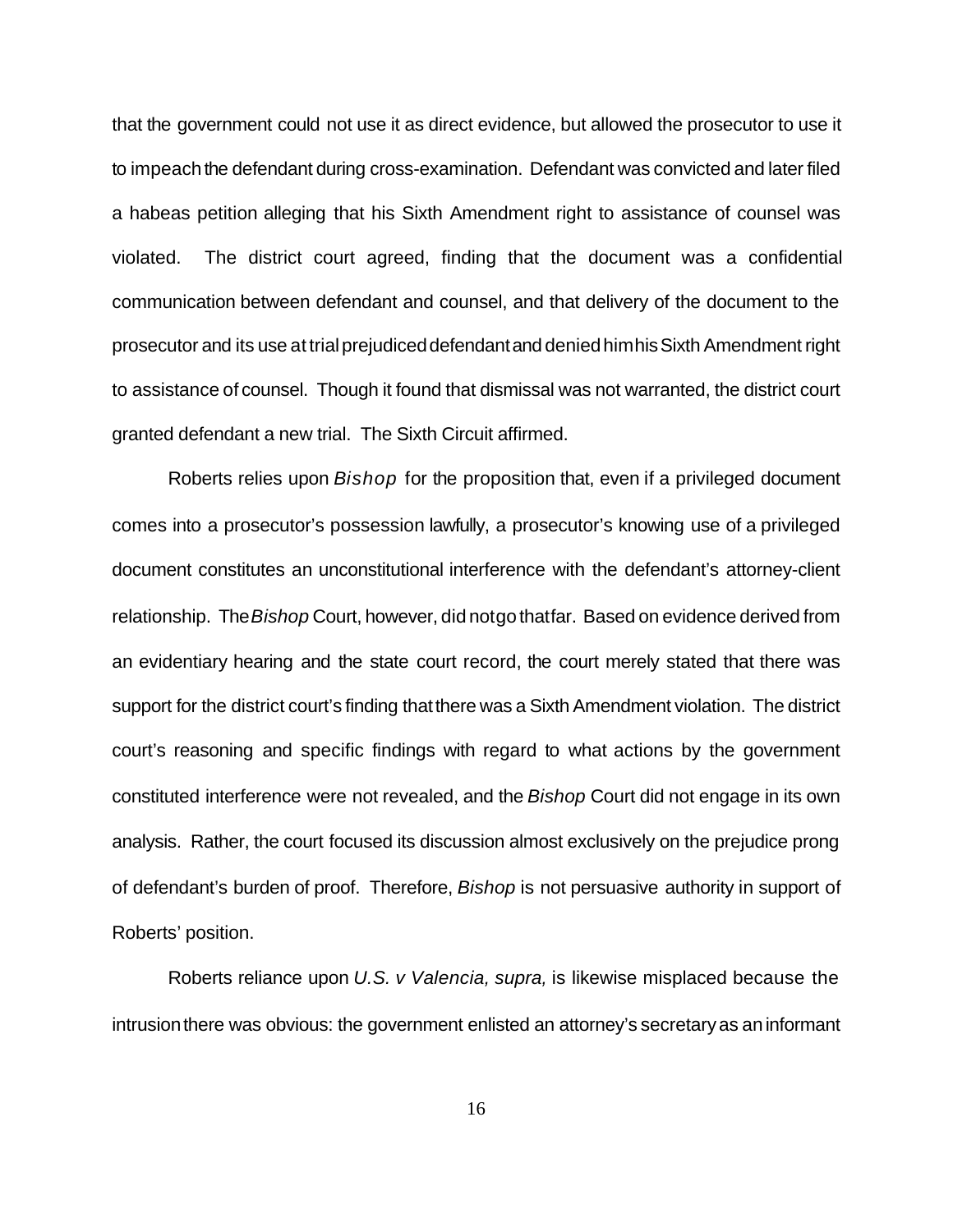that the government could not use it as direct evidence, but allowed the prosecutor to use it to impeach the defendant during cross-examination. Defendant was convicted and later filed a habeas petition alleging that his Sixth Amendment right to assistance of counsel was violated. The district court agreed, finding that the document was a confidential communication between defendant and counsel, and that delivery of the document to the prosecutor and its use at trial prejudiced defendant and denied him his Sixth Amendment right to assistance of counsel. Though it found that dismissal was not warranted, the district court granted defendant a new trial. The Sixth Circuit affirmed.

Roberts relies upon *Bishop* for the proposition that, even if a privileged document comes into a prosecutor's possession lawfully, a prosecutor's knowing use of a privileged document constitutes an unconstitutional interference with the defendant's attorney-client relationship. The *Bishop* Court, however, did not go that far. Based on evidence derived from an evidentiary hearing and the state court record, the court merely stated that there was support for the district court's finding that there was a Sixth Amendment violation. The district court's reasoning and specific findings with regard to what actions by the government constituted interference were not revealed, and the *Bishop* Court did not engage in its own analysis. Rather, the court focused its discussion almost exclusively on the prejudice prong of defendant's burden of proof. Therefore, *Bishop* is not persuasive authority in support of Roberts' position.

Roberts reliance upon *U.S. v Valencia, supra,* is likewise misplaced because the intrusion there was obvious: the government enlisted an attorney's secretary as an informant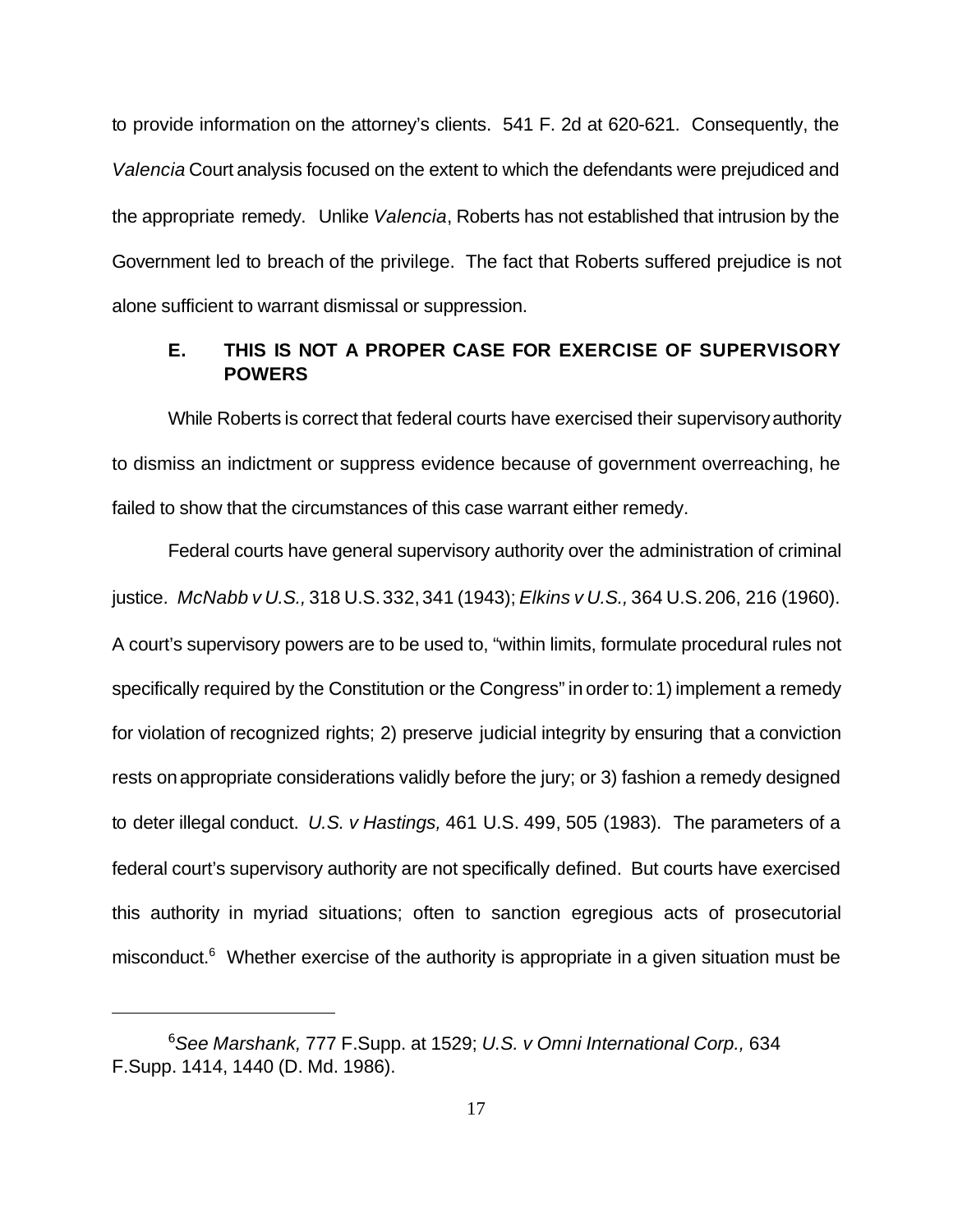to provide information on the attorney's clients. 541 F. 2d at 620-621. Consequently, the *Valencia* Court analysis focused on the extent to which the defendants were prejudiced and the appropriate remedy. Unlike *Valencia*, Roberts has not established that intrusion by the Government led to breach of the privilege. The fact that Roberts suffered prejudice is not alone sufficient to warrant dismissal or suppression.

### E. THIS IS NOT A PROPER CASE FOR EXERCISE OF SUPERVISORY POWERS

While Roberts is correct that federal courts have exercised their supervisory authority to dismiss an indictment or suppress evidence because of government overreaching, he failed to show that the circumstances of this case warrant either remedy.

Federal courts have general supervisory authority over the administration of criminal justice. *McNabb v U.S.,* 318 U.S. 332, 341 (1943); *Elkins v U.S.,* 364 U.S. 206, 216 (1960). A court's supervisory powers are to be used to, "within limits, formulate procedural rules not specifically required by the Constitution or the Congress" in order to: 1) implement a remedy for violation of recognized rights; 2) preserve judicial integrity by ensuring that a conviction rests on appropriate considerations validly before the jury; or 3) fashion a remedy designed to deter illegal conduct. *U.S. v Hastings,* 461 U.S. 499, 505 (1983). The parameters of a federal court's supervisory authority are not specifically defined. But courts have exercised this authority in myriad situations; often to sanction egregious acts of prosecutorial misconduct.[6] Whether exercise of the authority is appropriate in a given situation must be

---

[6]*See Marshank,* 777 F.Supp. at 1529; *U.S. v Omni International Corp.,* 634 F.Supp. 1414, 1440 (D. Md. 1986).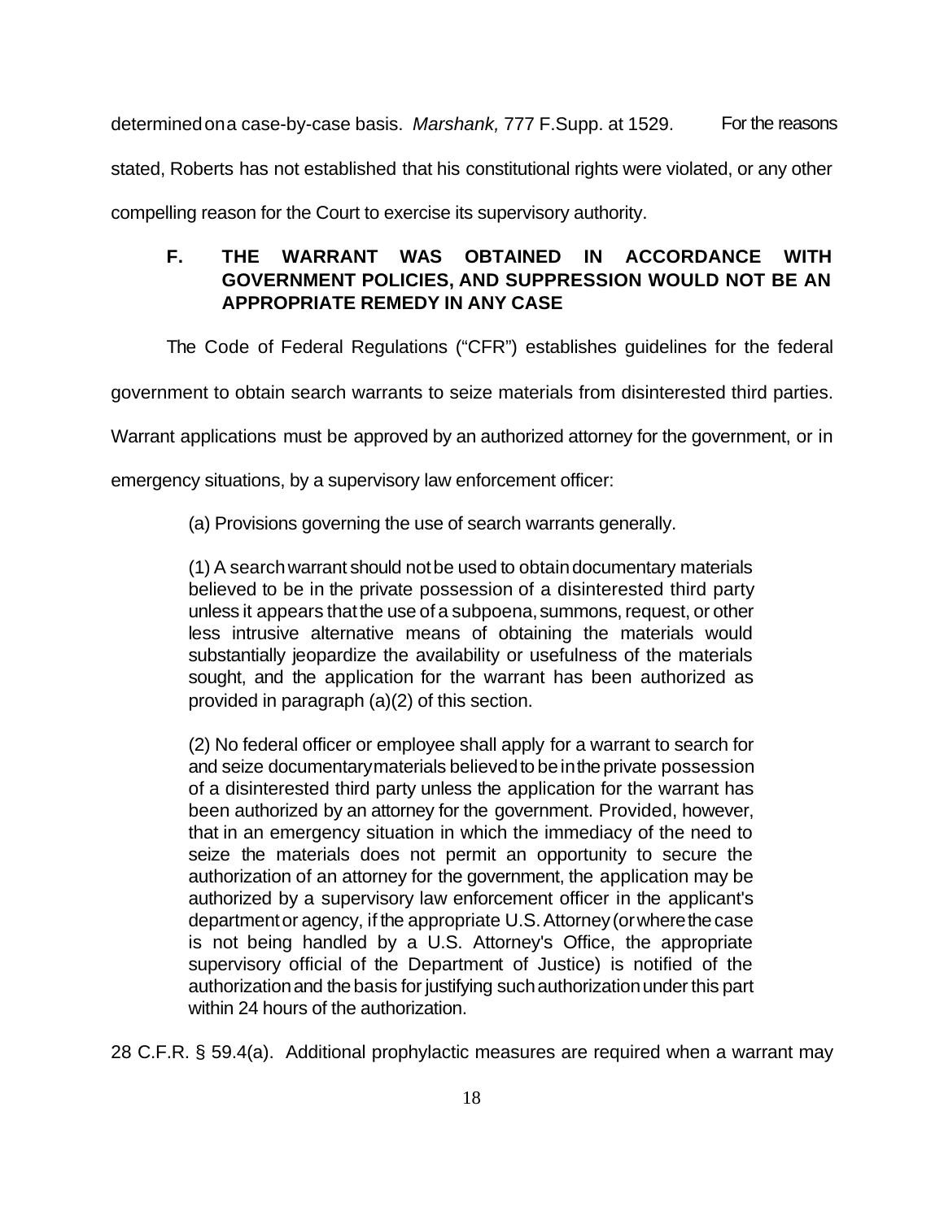determined on a case-by-case basis. *Marshank,* 777 F.Supp. at 1529. For the reasons stated, Roberts has not established that his constitutional rights were violated, or any other compelling reason for the Court to exercise its supervisory authority.

### F. THE WARRANT WAS OBTAINED IN ACCORDANCE WITH GOVERNMENT POLICIES, AND SUPPRESSION WOULD NOT BE AN APPROPRIATE REMEDY IN ANY CASE

The Code of Federal Regulations ("CFR") establishes guidelines for the federal government to obtain search warrants to seize materials from disinterested third parties. Warrant applications must be approved by an authorized attorney for the government, or in emergency situations, by a supervisory law enforcement officer:

> (a) Provisions governing the use of search warrants generally.
>
> (1) A search warrant should not be used to obtain documentary materials believed to be in the private possession of a disinterested third party unless it appears that the use of a subpoena, summons, request, or other less intrusive alternative means of obtaining the materials would substantially jeopardize the availability or usefulness of the materials sought, and the application for the warrant has been authorized as provided in paragraph (a)(2) of this section.
>
> (2) No federal officer or employee shall apply for a warrant to search for and seize documentary materials believed to be in the private possession of a disinterested third party unless the application for the warrant has been authorized by an attorney for the government. Provided, however, that in an emergency situation in which the immediacy of the need to seize the materials does not permit an opportunity to secure the authorization of an attorney for the government, the application may be authorized by a supervisory law enforcement officer in the applicant's department or agency, if the appropriate U.S. Attorney (or where the case is not being handled by a U.S. Attorney's Office, the appropriate supervisory official of the Department of Justice) is notified of the authorization and the basis for justifying such authorization under this part within 24 hours of the authorization.

28 C.F.R. § 59.4(a). Additional prophylactic measures are required when a warrant may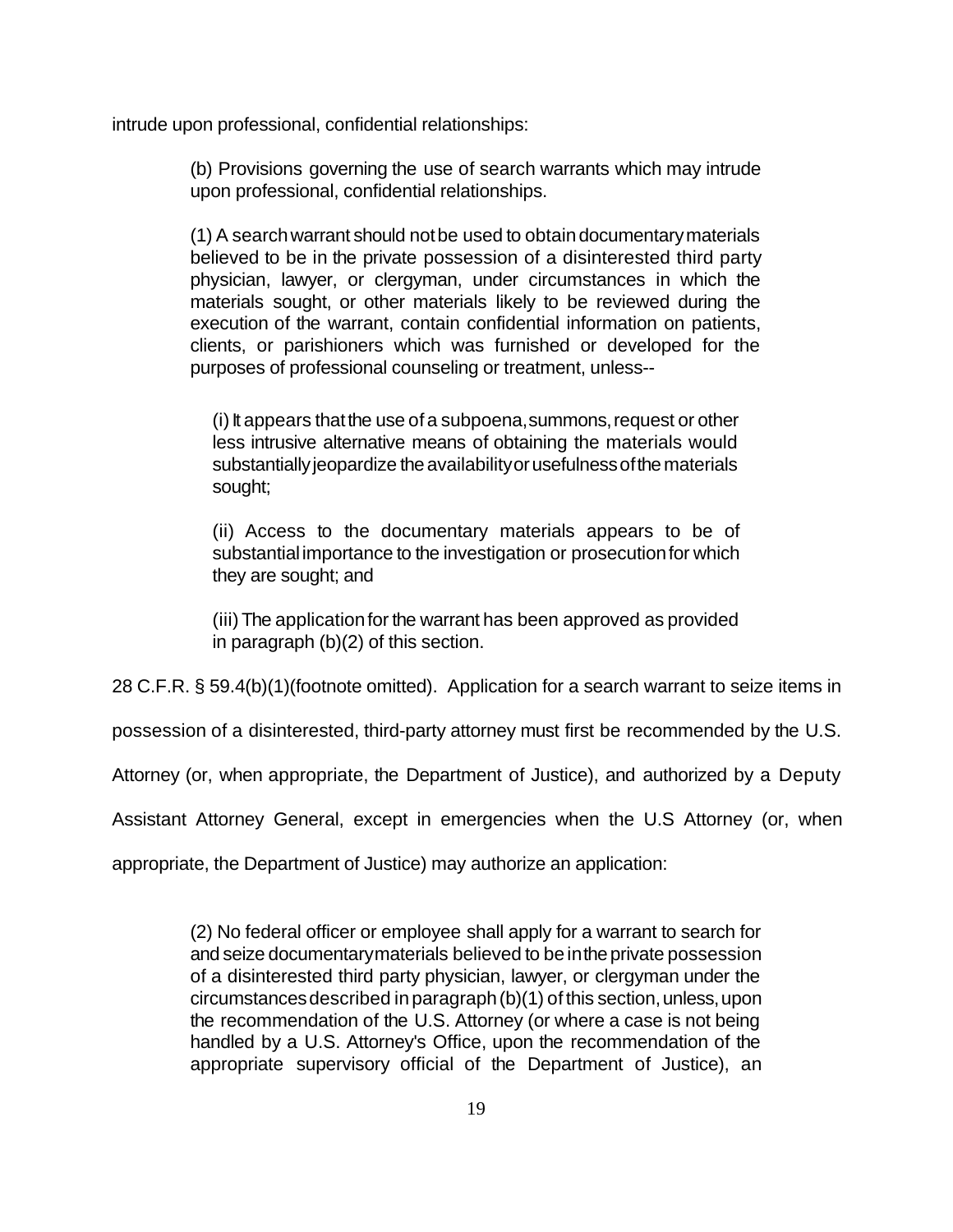intrude upon professional, confidential relationships:

> (b) Provisions governing the use of search warrants which may intrude upon professional, confidential relationships.
>
> (1) A search warrant should not be used to obtain documentary materials believed to be in the private possession of a disinterested third party physician, lawyer, or clergyman, under circumstances in which the materials sought, or other materials likely to be reviewed during the execution of the warrant, contain confidential information on patients, clients, or parishioners which was furnished or developed for the purposes of professional counseling or treatment, unless--
>
> > (i) It appears that the use of a subpoena, summons, request or other less intrusive alternative means of obtaining the materials would substantially jeopardize the availability or usefulness of the materials sought;
> >
> > (ii) Access to the documentary materials appears to be of substantial importance to the investigation or prosecution for which they are sought; and
> >
> > (iii) The application for the warrant has been approved as provided in paragraph (b)(2) of this section.

28 C.F.R. § 59.4(b)(1)(footnote omitted). Application for a search warrant to seize items in possession of a disinterested, third-party attorney must first be recommended by the U.S. Attorney (or, when appropriate, the Department of Justice), and authorized by a Deputy Assistant Attorney General, except in emergencies when the U.S Attorney (or, when appropriate, the Department of Justice) may authorize an application:

> (2) No federal officer or employee shall apply for a warrant to search for and seize documentary materials believed to be in the private possession of a disinterested third party physician, lawyer, or clergyman under the circumstances described in paragraph (b)(1) of this section, unless, upon the recommendation of the U.S. Attorney (or where a case is not being handled by a U.S. Attorney's Office, upon the recommendation of the appropriate supervisory official of the Department of Justice), an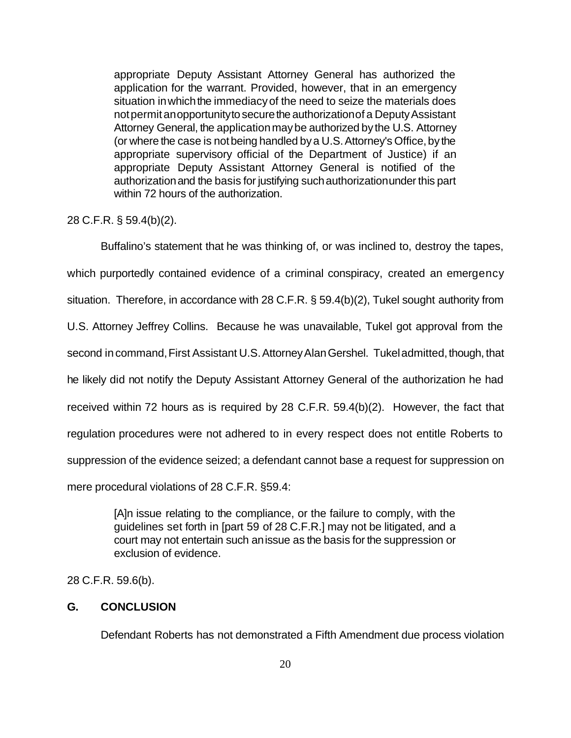> appropriate Deputy Assistant Attorney General has authorized the application for the warrant. Provided, however, that in an emergency situation in which the immediacy of the need to seize the materials does not permit an opportunity to secure the authorization of a Deputy Assistant Attorney General, the application may be authorized by the U.S. Attorney (or where the case is not being handled by a U.S. Attorney's Office, by the appropriate supervisory official of the Department of Justice) if an appropriate Deputy Assistant Attorney General is notified of the authorization and the basis for justifying such authorization under this part within 72 hours of the authorization.

28 C.F.R. § 59.4(b)(2).

Buffalino's statement that he was thinking of, or was inclined to, destroy the tapes, which purportedly contained evidence of a criminal conspiracy, created an emergency situation. Therefore, in accordance with 28 C.F.R. § 59.4(b)(2), Tukel sought authority from U.S. Attorney Jeffrey Collins. Because he was unavailable, Tukel got approval from the second in command, First Assistant U.S. Attorney Alan Gershel. Tukel admitted, though, that he likely did not notify the Deputy Assistant Attorney General of the authorization he had received within 72 hours as is required by 28 C.F.R. 59.4(b)(2). However, the fact that regulation procedures were not adhered to in every respect does not entitle Roberts to suppression of the evidence seized; a defendant cannot base a request for suppression on mere procedural violations of 28 C.F.R. §59.4:

> [A]n issue relating to the compliance, or the failure to comply, with the guidelines set forth in [part 59 of 28 C.F.R.] may not be litigated, and a court may not entertain such an issue as the basis for the suppression or exclusion of evidence.

28 C.F.R. 59.6(b).

## G. CONCLUSION

Defendant Roberts has not demonstrated a Fifth Amendment due process violation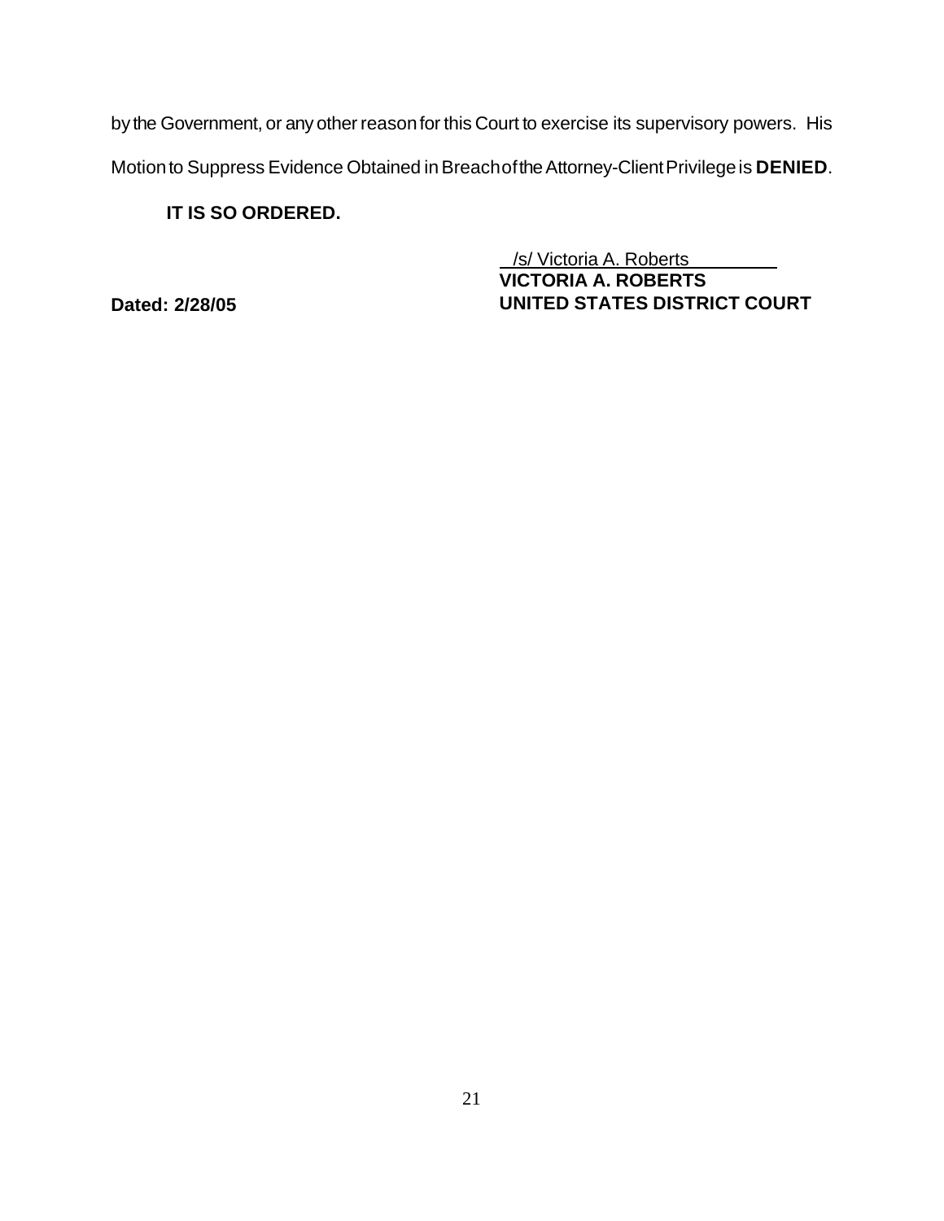by the Government, or any other reason for this Court to exercise its supervisory powers. His Motion to Suppress Evidence Obtained in Breach of the Attorney-Client Privilege is **DENIED**.

**IT IS SO ORDERED.**

/s/ Victoria A. Roberts
**VICTORIA A. ROBERTS**
**UNITED STATES DISTRICT COURT**

**Dated: 2/28/05**